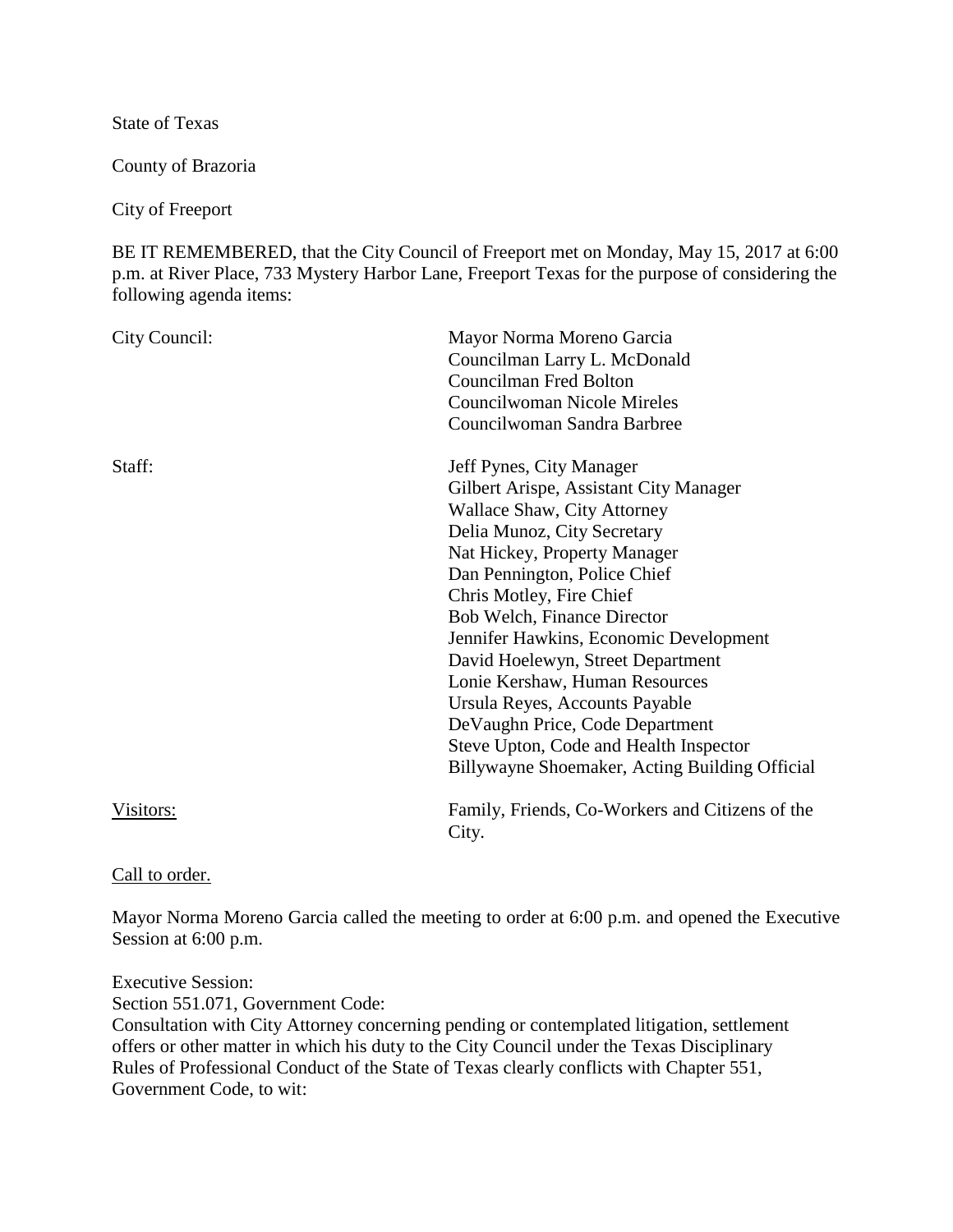State of Texas

County of Brazoria

City of Freeport

BE IT REMEMBERED, that the City Council of Freeport met on Monday, May 15, 2017 at 6:00 p.m. at River Place, 733 Mystery Harbor Lane, Freeport Texas for the purpose of considering the following agenda items:

| | |
|---|---|
| City Council: | Mayor Norma Moreno Garcia<br>Councilman Larry L. McDonald<br>Councilman Fred Bolton<br>Councilwoman Nicole Mireles<br>Councilwoman Sandra Barbree |
| Staff: | Jeff Pynes, City Manager<br>Gilbert Arispe, Assistant City Manager<br>Wallace Shaw, City Attorney<br>Delia Munoz, City Secretary<br>Nat Hickey, Property Manager<br>Dan Pennington, Police Chief<br>Chris Motley, Fire Chief<br>Bob Welch, Finance Director<br>Jennifer Hawkins, Economic Development<br>David Hoelewyn, Street Department<br>Lonie Kershaw, Human Resources<br>Ursula Reyes, Accounts Payable<br>DeVaughn Price, Code Department<br>Steve Upton, Code and Health Inspector<br>Billywayne Shoemaker, Acting Building Official |
| Visitors: | Family, Friends, Co-Workers and Citizens of the City. |

Call to order.

Mayor Norma Moreno Garcia called the meeting to order at 6:00 p.m. and opened the Executive Session at 6:00 p.m.

Executive Session:
Section 551.071, Government Code:
Consultation with City Attorney concerning pending or contemplated litigation, settlement offers or other matter in which his duty to the City Council under the Texas Disciplinary Rules of Professional Conduct of the State of Texas clearly conflicts with Chapter 551, Government Code, to wit: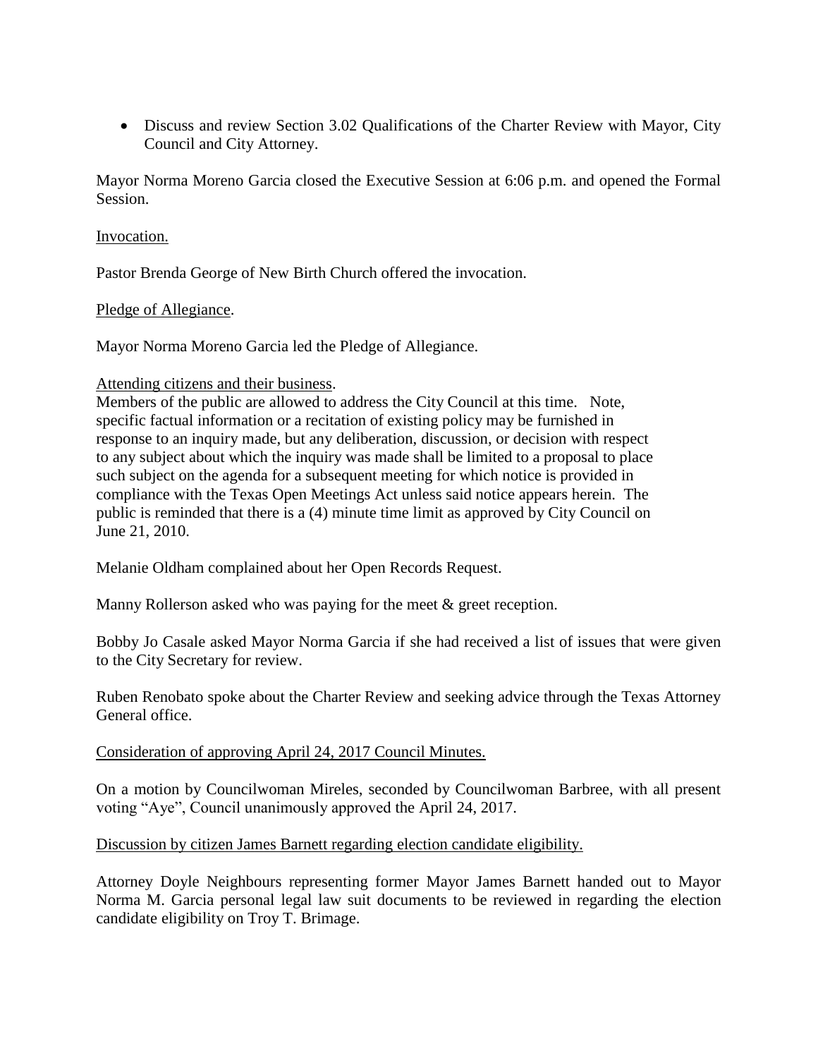- Discuss and review Section 3.02 Qualifications of the Charter Review with Mayor, City Council and City Attorney.

Mayor Norma Moreno Garcia closed the Executive Session at 6:06 p.m. and opened the Formal Session.

Invocation.

Pastor Brenda George of New Birth Church offered the invocation.

Pledge of Allegiance.

Mayor Norma Moreno Garcia led the Pledge of Allegiance.

Attending citizens and their business.

Members of the public are allowed to address the City Council at this time. Note, specific factual information or a recitation of existing policy may be furnished in response to an inquiry made, but any deliberation, discussion, or decision with respect to any subject about which the inquiry was made shall be limited to a proposal to place such subject on the agenda for a subsequent meeting for which notice is provided in compliance with the Texas Open Meetings Act unless said notice appears herein. The public is reminded that there is a (4) minute time limit as approved by City Council on June 21, 2010.

Melanie Oldham complained about her Open Records Request.

Manny Rollerson asked who was paying for the meet & greet reception.

Bobby Jo Casale asked Mayor Norma Garcia if she had received a list of issues that were given to the City Secretary for review.

Ruben Renobato spoke about the Charter Review and seeking advice through the Texas Attorney General office.

Consideration of approving April 24, 2017 Council Minutes.

On a motion by Councilwoman Mireles, seconded by Councilwoman Barbree, with all present voting "Aye", Council unanimously approved the April 24, 2017.

Discussion by citizen James Barnett regarding election candidate eligibility.

Attorney Doyle Neighbours representing former Mayor James Barnett handed out to Mayor Norma M. Garcia personal legal law suit documents to be reviewed in regarding the election candidate eligibility on Troy T. Brimage.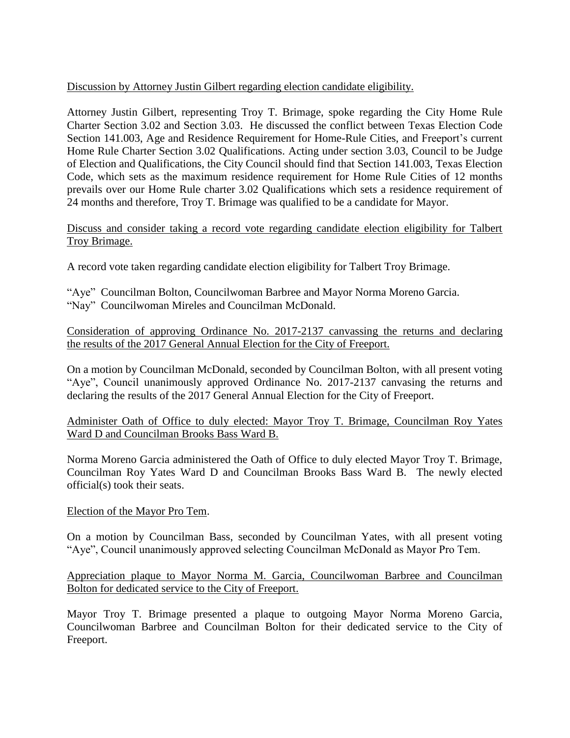Discussion by Attorney Justin Gilbert regarding election candidate eligibility.

Attorney Justin Gilbert, representing Troy T. Brimage, spoke regarding the City Home Rule Charter Section 3.02 and Section 3.03. He discussed the conflict between Texas Election Code Section 141.003, Age and Residence Requirement for Home-Rule Cities, and Freeport's current Home Rule Charter Section 3.02 Qualifications. Acting under section 3.03, Council to be Judge of Election and Qualifications, the City Council should find that Section 141.003, Texas Election Code, which sets as the maximum residence requirement for Home Rule Cities of 12 months prevails over our Home Rule charter 3.02 Qualifications which sets a residence requirement of 24 months and therefore, Troy T. Brimage was qualified to be a candidate for Mayor.

Discuss and consider taking a record vote regarding candidate election eligibility for Talbert Troy Brimage.

A record vote taken regarding candidate election eligibility for Talbert Troy Brimage.

"Aye" Councilman Bolton, Councilwoman Barbree and Mayor Norma Moreno Garcia.
"Nay" Councilwoman Mireles and Councilman McDonald.

Consideration of approving Ordinance No. 2017-2137 canvassing the returns and declaring the results of the 2017 General Annual Election for the City of Freeport.

On a motion by Councilman McDonald, seconded by Councilman Bolton, with all present voting "Aye", Council unanimously approved Ordinance No. 2017-2137 canvasing the returns and declaring the results of the 2017 General Annual Election for the City of Freeport.

Administer Oath of Office to duly elected: Mayor Troy T. Brimage, Councilman Roy Yates Ward D and Councilman Brooks Bass Ward B.

Norma Moreno Garcia administered the Oath of Office to duly elected Mayor Troy T. Brimage, Councilman Roy Yates Ward D and Councilman Brooks Bass Ward B. The newly elected official(s) took their seats.

Election of the Mayor Pro Tem.

On a motion by Councilman Bass, seconded by Councilman Yates, with all present voting "Aye", Council unanimously approved selecting Councilman McDonald as Mayor Pro Tem.

Appreciation plaque to Mayor Norma M. Garcia, Councilwoman Barbree and Councilman Bolton for dedicated service to the City of Freeport.

Mayor Troy T. Brimage presented a plaque to outgoing Mayor Norma Moreno Garcia, Councilwoman Barbree and Councilman Bolton for their dedicated service to the City of Freeport.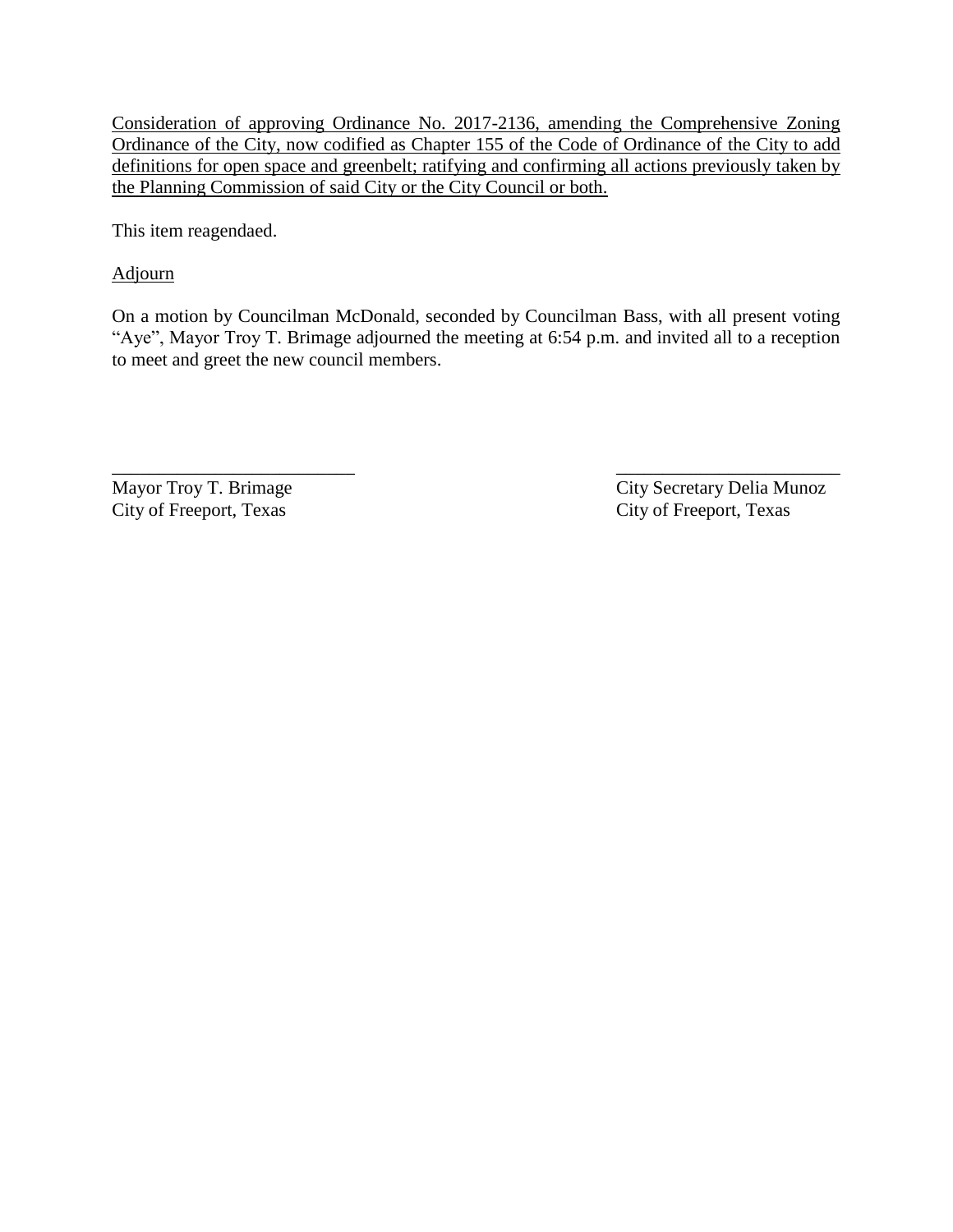Consideration of approving Ordinance No. 2017-2136, amending the Comprehensive Zoning Ordinance of the City, now codified as Chapter 155 of the Code of Ordinance of the City to add definitions for open space and greenbelt; ratifying and confirming all actions previously taken by the Planning Commission of said City or the City Council or both.

This item reagendaed.

Adjourn

On a motion by Councilman McDonald, seconded by Councilman Bass, with all present voting "Aye", Mayor Troy T. Brimage adjourned the meeting at 6:54 p.m. and invited all to a reception to meet and greet the new council members.

\_\_\_\_\_\_\_\_\_\_\_\_\_\_\_\_\_\_\_\_\_\_\_\_\_\_
Mayor Troy T. Brimage
City of Freeport, Texas

\_\_\_\_\_\_\_\_\_\_\_\_\_\_\_\_\_\_\_\_\_\_\_\_\_\_
City Secretary Delia Munoz
City of Freeport, Texas